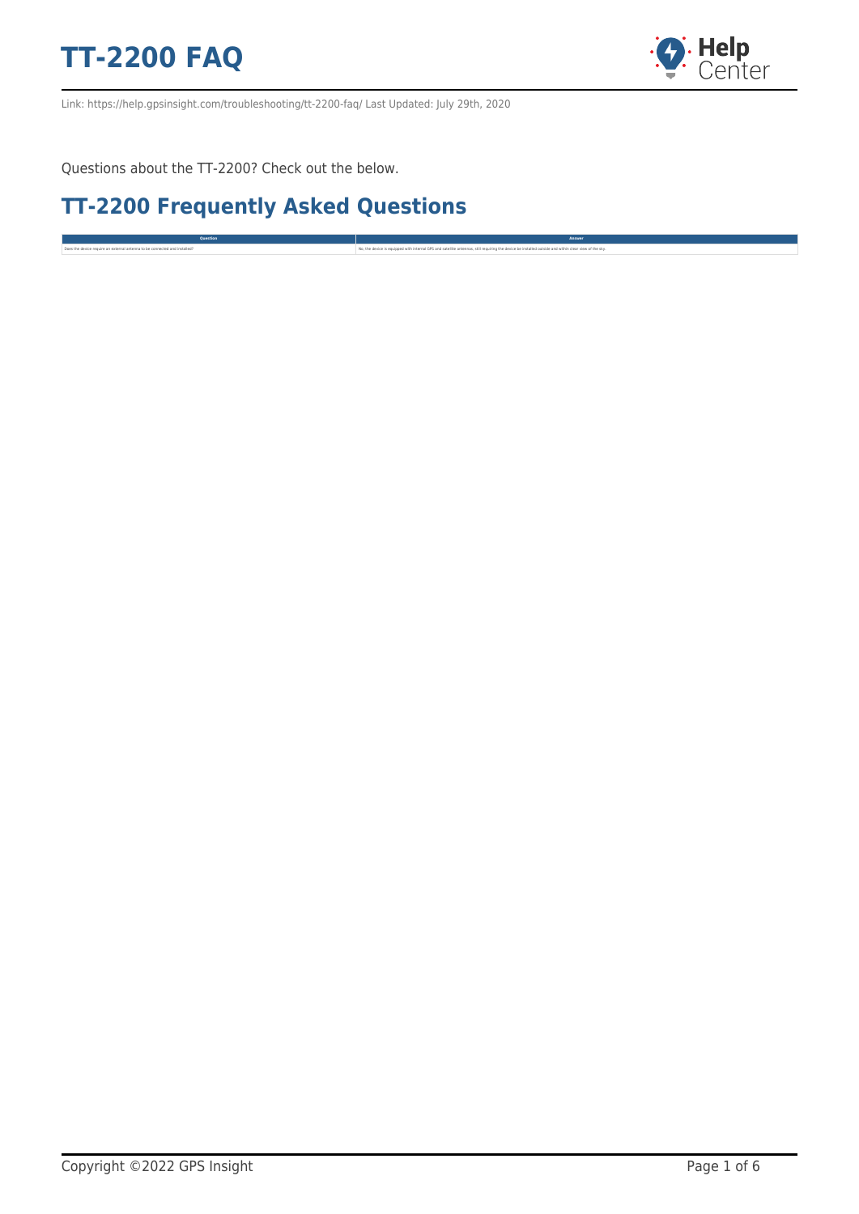# TT-2200 FAQ

Link: https://help.gpsinsight.com/troubleshooting/tt-2200-faq/ Last Updated: July 29th, 2020

Questions about the TT-2200? Check out the below.

## TT-2200 Frequently Asked Questions

| Question | Answer |
| --- | --- |
| Does the device require an external antenna to be connected and installed? | No, the device is equipped with internal GPS and satellite antennas, still requiring the device be installed outside and within clear view of the sky. |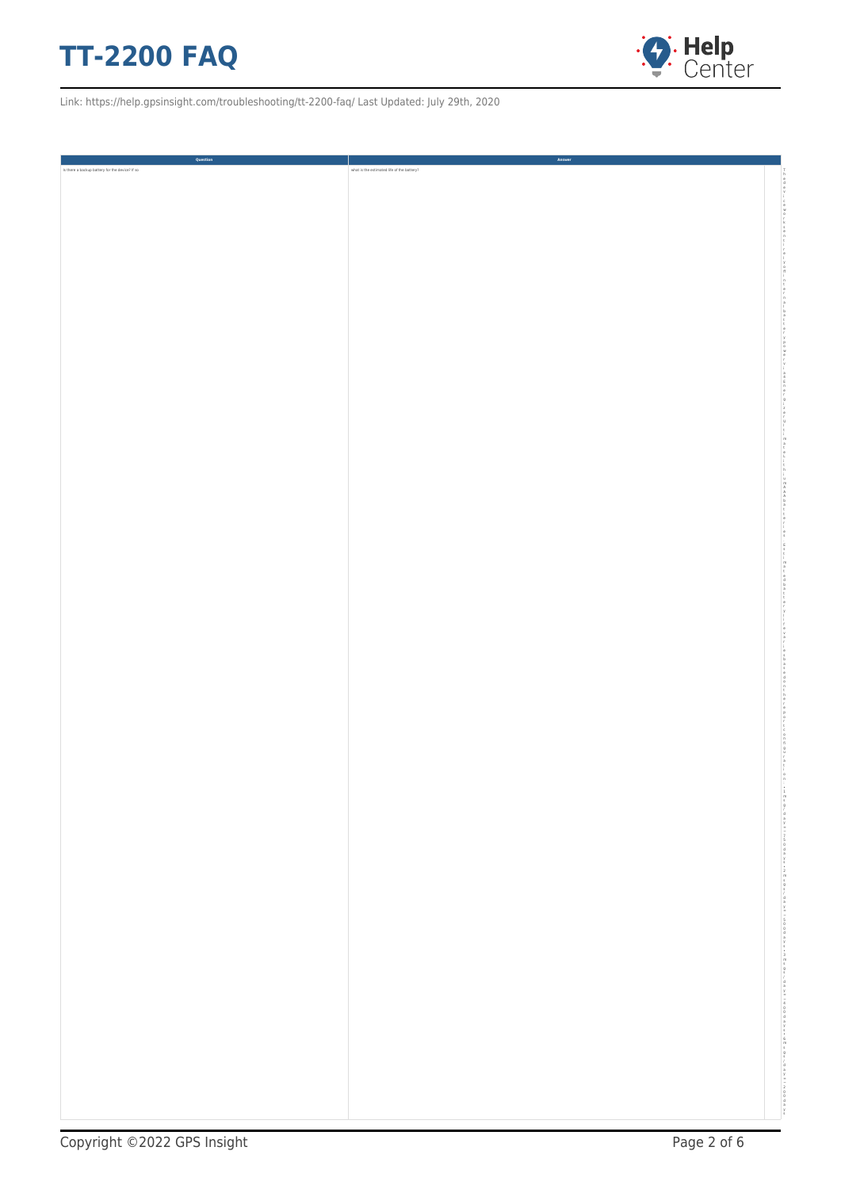| Question | Answer |
| --- | --- |
| Is there a backup battery for the device? If so | what is the estimated life of the battery? |
| | The device works entirely on internal battery power via Energizer Ultimate Lithium AA batteries. Estimated battery life is based on the report configuration. 1 msg/day = 1500 days; 2 msg/day = 1500 days; 1 msg/day = 400 days; 4 msg/day = 200 days |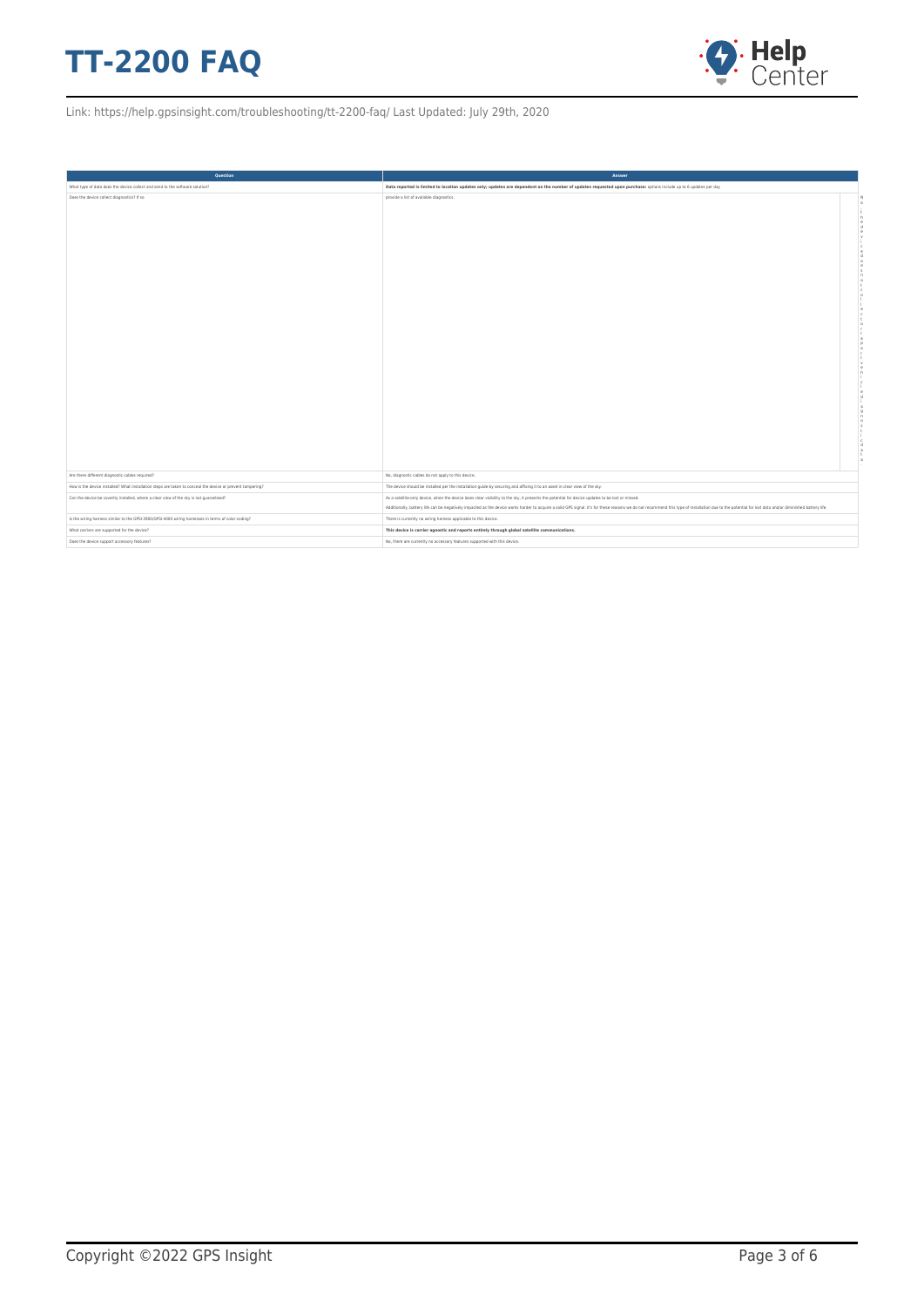| Question | Answer |
| --- | --- |
| What type of data does the device collect and send to the software solution? | **Data reported is limited to location updates only; updates are dependent on the number of updates requested upon purchase:** options include up to 6 updates per day. |
| Does the device collect diagnostics? If so | provide a list of available diagnostics. No the device does not collect or report vehicle diagnostic data |
| Are there different diagnostic cables required? | No, diagnostic cables do not apply to this device. |
| How is the device installed? What installation steps are taken to conceal the device or prevent tampering? | The device should be installed per the installation guide by securing and affixing it to an asset in clear view of the sky. |
| Can the device be covertly installed, where a clear view of the sky is not guaranteed? | As a satellite-only device, when the device loses clear visibility to the sky, it presents the potential for device updates to be lost or missed.<br><br>Additionally, battery life can be negatively impacted as the device works harder to acquire a solid GPS signal. It's for these reasons we do not recommend this type of installation due to the potential for lost data and/or diminished battery life. |
| Is the wiring harness similar to the GPSI-3900/GPSI-4000 wiring harnesses in terms of color-coding? | There is currently no wiring harness applicable to this device. |
| What carriers are supported for the device? | **This device is carrier agnostic and reports entirely through global satellite communications.** |
| Does the device support accessory features? | No, there are currently no accessory features supported with this device. |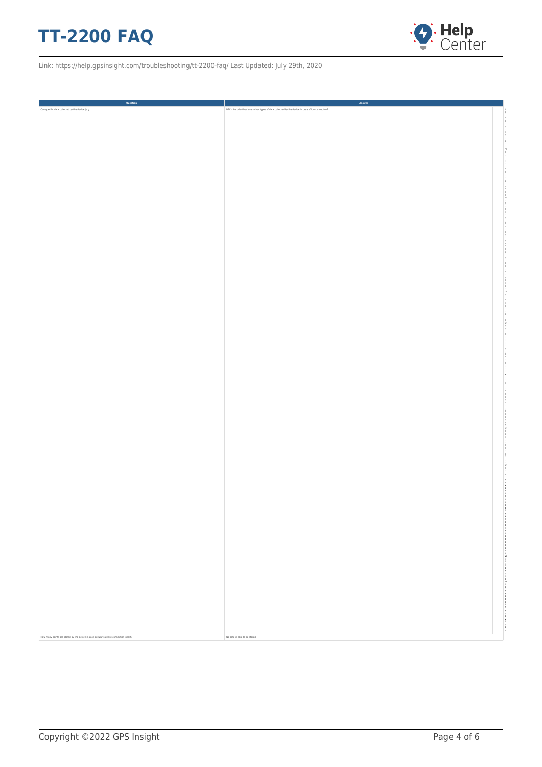# TT-2200 FAQ

Link: https://help.gpsinsight.com/troubleshooting/tt-2200-faq/ Last Updated: July 29th, 2020

| Question | Answer | |
|---|---|---|
| Can specific data collected by the device (e.g. | DTCs) be prioritized over other types of data collected by the device in case of loss connection? | No, not at this time. In the instance where the device is unable to connect or maintain low-latency connectivity, the device does NOT store or forward **any data that has been detected; it will be dismissed by the device.** |
| How many points are stored by the device in case cellular/satellite connection is lost? | No data is able to be stored. | |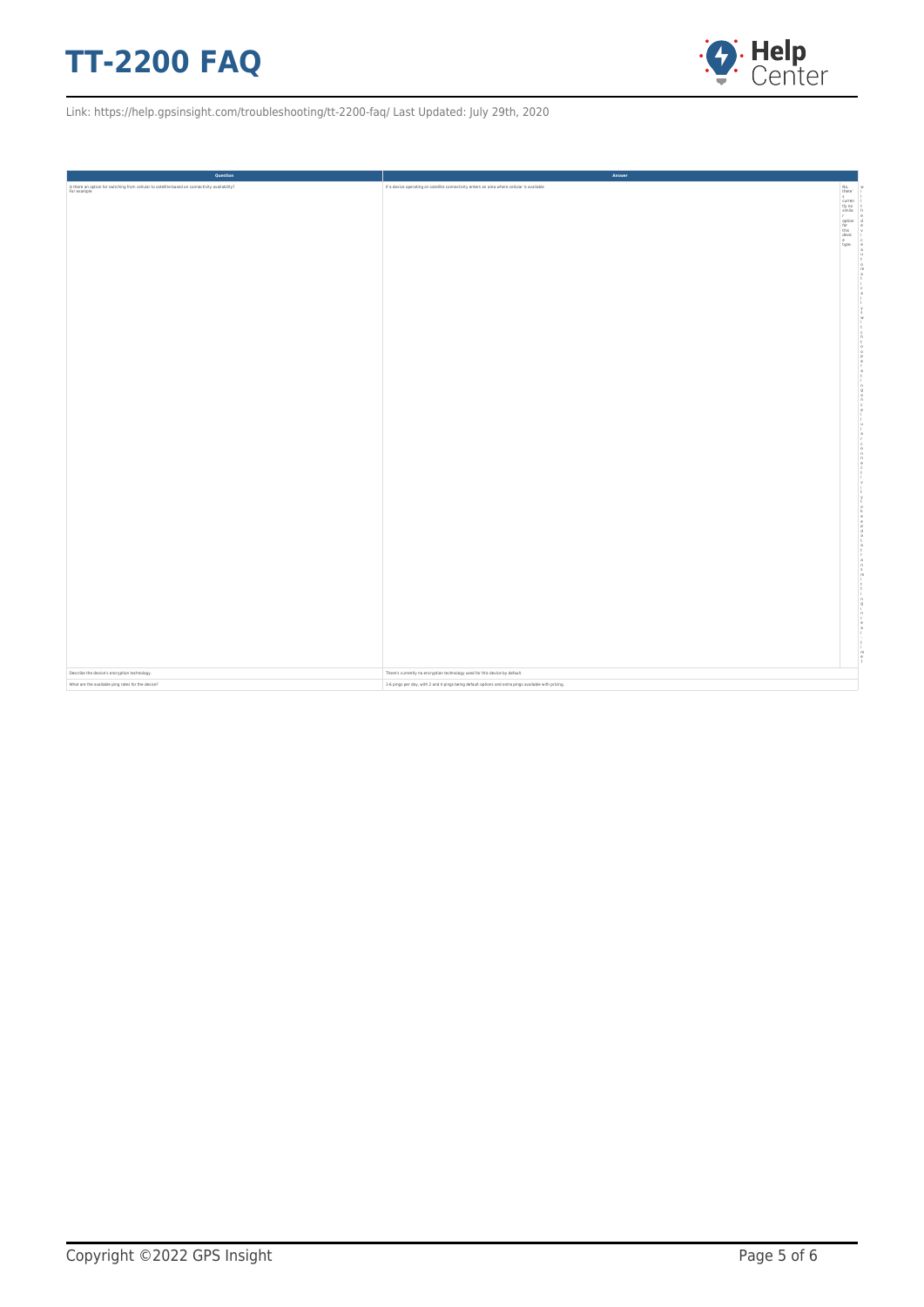| Question | Answer |
| --- | --- |
| Is there an option for switching from cellular to satellite-based on connectivity availability? For example: | If a device operating on satellite connectivity enters an area where cellular is available will the device automatically switch to operation on cellular connectivity to keep data transmitting real-time? No, there is currently no similar option for this device type. |
| Describe the device's encryption technology. | There's currently no encryption technology used for this device by default. |
| What are the available ping rates for the device? | 1-6 pings per day, with 2 and 4 pings being default options and extra pings available with pricing. |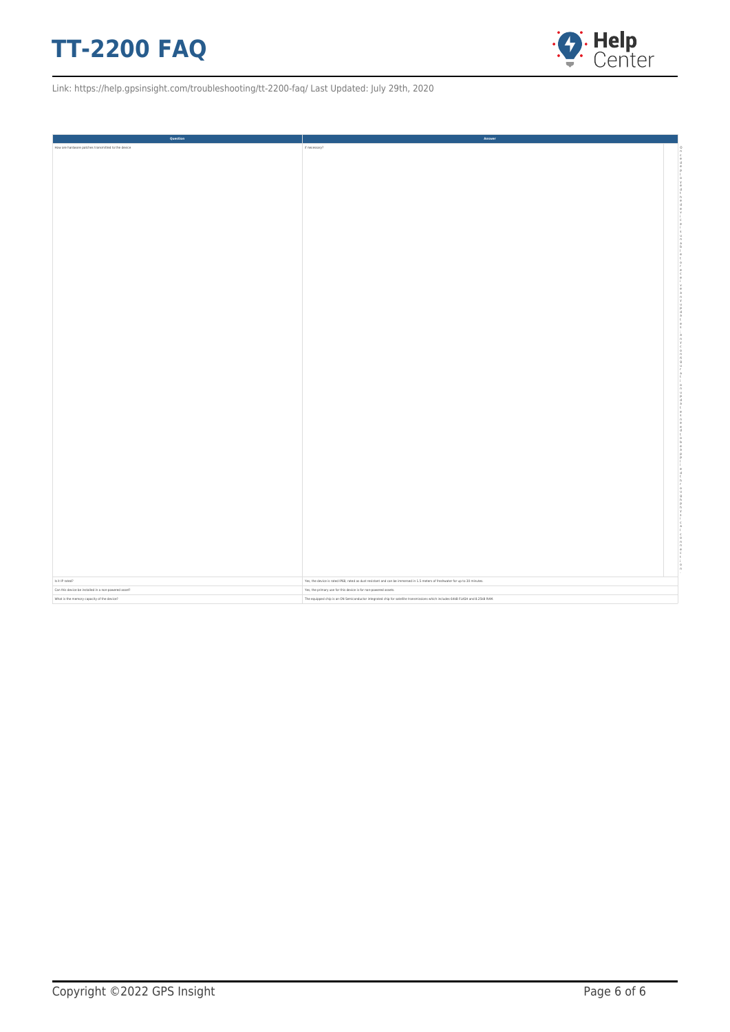| Question | Answer |
| --- | --- |
| How are hardware patches transmitted to the device | If necessary? Once deployed the device is unable to receive any updates. Any configuration updates needed can be applied through physical connection |
| Is it IP rated? | Yes, the device is rated IP68, rated as dust resistant and can be immersed in 1.5 meters of freshwater for up to 30 minutes. |
| Can this device be installed in a non-powered asset? | Yes, the primary use for this device is for non-powered assets. |
| What is the memory capacity of the device? | The equipped chip is an ON-Semiconductor integrated chip for satellite transmissions which includes 64kB FLASH and 8.25kB RAM. |